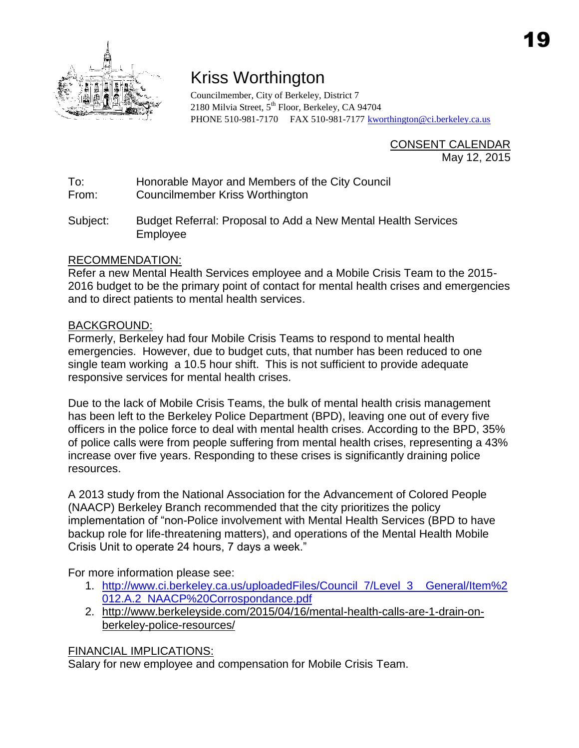# Kriss Worthington

Councilmember, City of Berkeley, District 7
2180 Milvia Street, 5th Floor, Berkeley, CA 94704
PHONE 510-981-7170 FAX 510-981-7177 kworthington@ci.berkeley.ca.us

CONSENT CALENDAR
May 12, 2015

To: Honorable Mayor and Members of the City Council
From: Councilmember Kriss Worthington

Subject: Budget Referral: Proposal to Add a New Mental Health Services Employee

## RECOMMENDATION:

Refer a new Mental Health Services employee and a Mobile Crisis Team to the 2015-2016 budget to be the primary point of contact for mental health crises and emergencies and to direct patients to mental health services.

## BACKGROUND:

Formerly, Berkeley had four Mobile Crisis Teams to respond to mental health emergencies. However, due to budget cuts, that number has been reduced to one single team working a 10.5 hour shift. This is not sufficient to provide adequate responsive services for mental health crises.

Due to the lack of Mobile Crisis Teams, the bulk of mental health crisis management has been left to the Berkeley Police Department (BPD), leaving one out of every five officers in the police force to deal with mental health crises. According to the BPD, 35% of police calls were from people suffering from mental health crises, representing a 43% increase over five years. Responding to these crises is significantly draining police resources.

A 2013 study from the National Association for the Advancement of Colored People (NAACP) Berkeley Branch recommended that the city prioritizes the policy implementation of "non-Police involvement with Mental Health Services (BPD to have backup role for life-threatening matters), and operations of the Mental Health Mobile Crisis Unit to operate 24 hours, 7 days a week."

For more information please see:

1. http://www.ci.berkeley.ca.us/uploadedFiles/Council_7/Level_3__General/Item%2012.A.2_NAACP%20Corrospondance.pdf
2. http://www.berkeleyside.com/2015/04/16/mental-health-calls-are-1-drain-on-berkeley-police-resources/

## FINANCIAL IMPLICATIONS:

Salary for new employee and compensation for Mobile Crisis Team.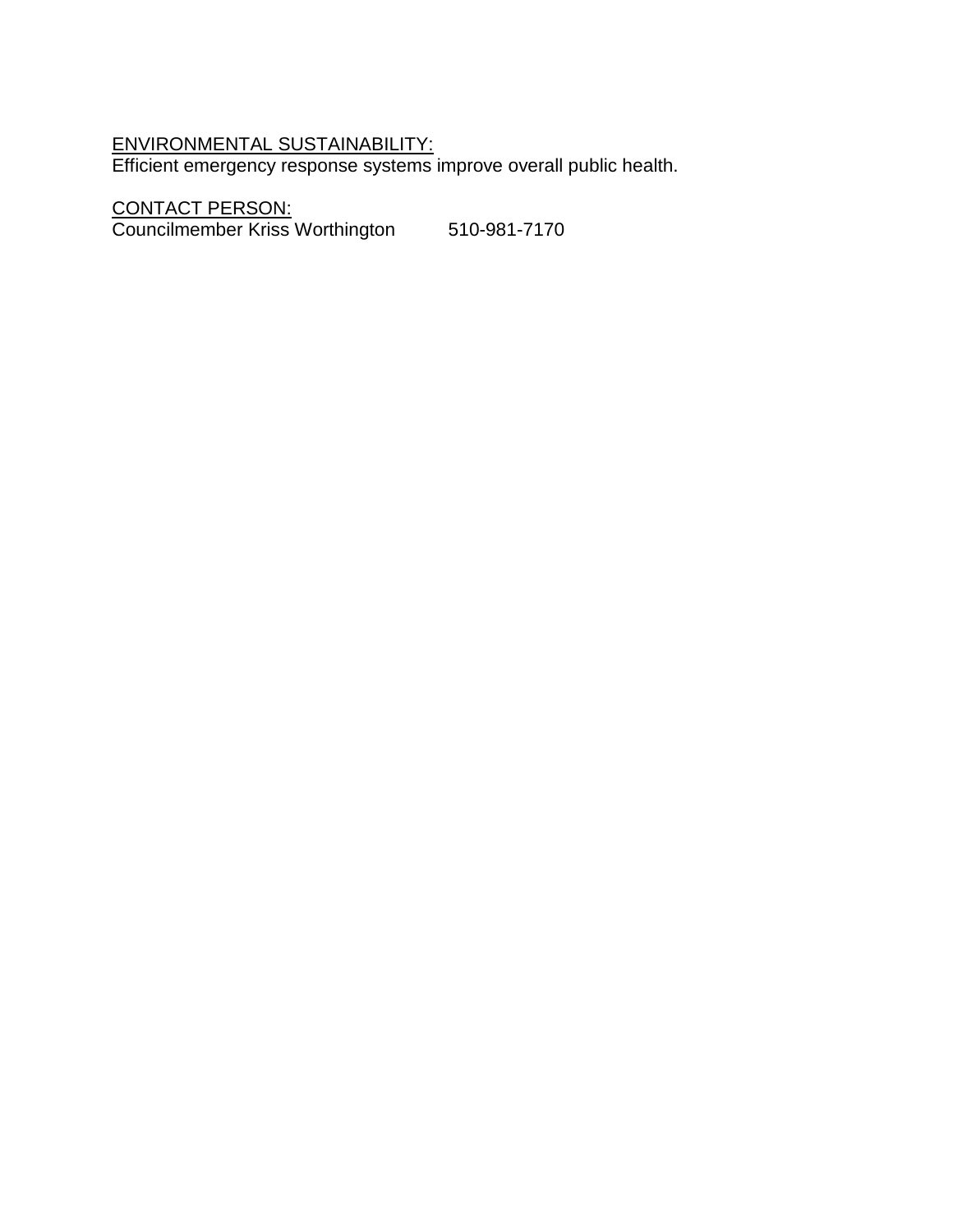<u>ENVIRONMENTAL SUSTAINABILITY:</u>
Efficient emergency response systems improve overall public health.

<u>CONTACT PERSON:</u>
Councilmember Kriss Worthington 510-981-7170